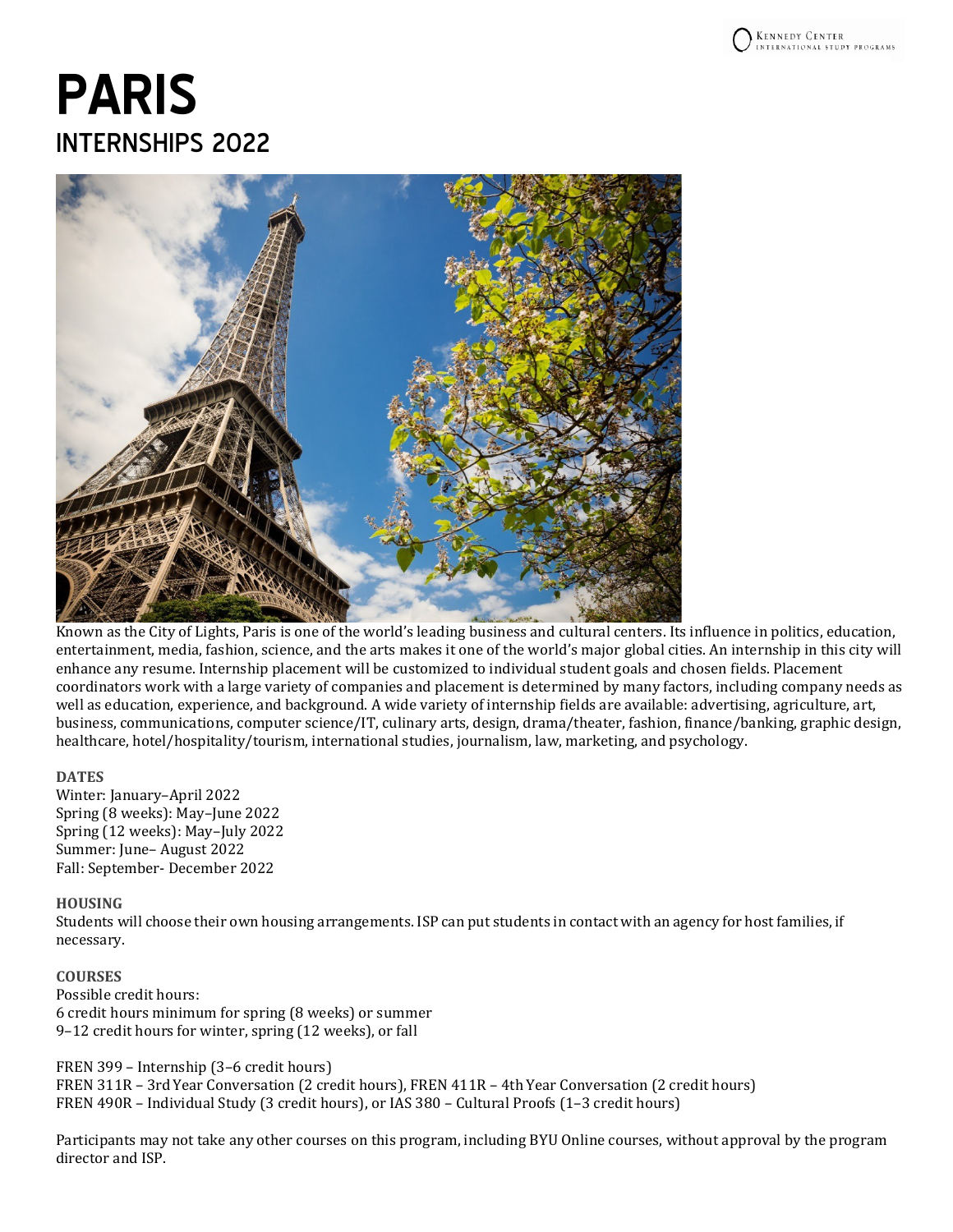# PARIS

## INTERNSHIPS 2022

Known as the City of Lights, Paris is one of the world's leading business and cultural centers. Its influence in politics, education, entertainment, media, fashion, science, and the arts makes it one of the world's major global cities. An internship in this city will enhance any resume. Internship placement will be customized to individual student goals and chosen fields. Placement coordinators work with a large variety of companies and placement is determined by many factors, including company needs as well as education, experience, and background. A wide variety of internship fields are available: advertising, agriculture, art, business, communications, computer science/IT, culinary arts, design, drama/theater, fashion, finance/banking, graphic design, healthcare, hotel/hospitality/tourism, international studies, journalism, law, marketing, and psychology.

### DATES

Winter: January–April 2022
Spring (8 weeks): May–June 2022
Spring (12 weeks): May–July 2022
Summer: June– August 2022
Fall: September- December 2022

### HOUSING

Students will choose their own housing arrangements. ISP can put students in contact with an agency for host families, if necessary.

### COURSES

Possible credit hours:
6 credit hours minimum for spring (8 weeks) or summer
9–12 credit hours for winter, spring (12 weeks), or fall

FREN 399 – Internship (3–6 credit hours)
FREN 311R – 3rd Year Conversation (2 credit hours), FREN 411R – 4th Year Conversation (2 credit hours)
FREN 490R – Individual Study (3 credit hours), or IAS 380 – Cultural Proofs (1–3 credit hours)

Participants may not take any other courses on this program, including BYU Online courses, without approval by the program director and ISP.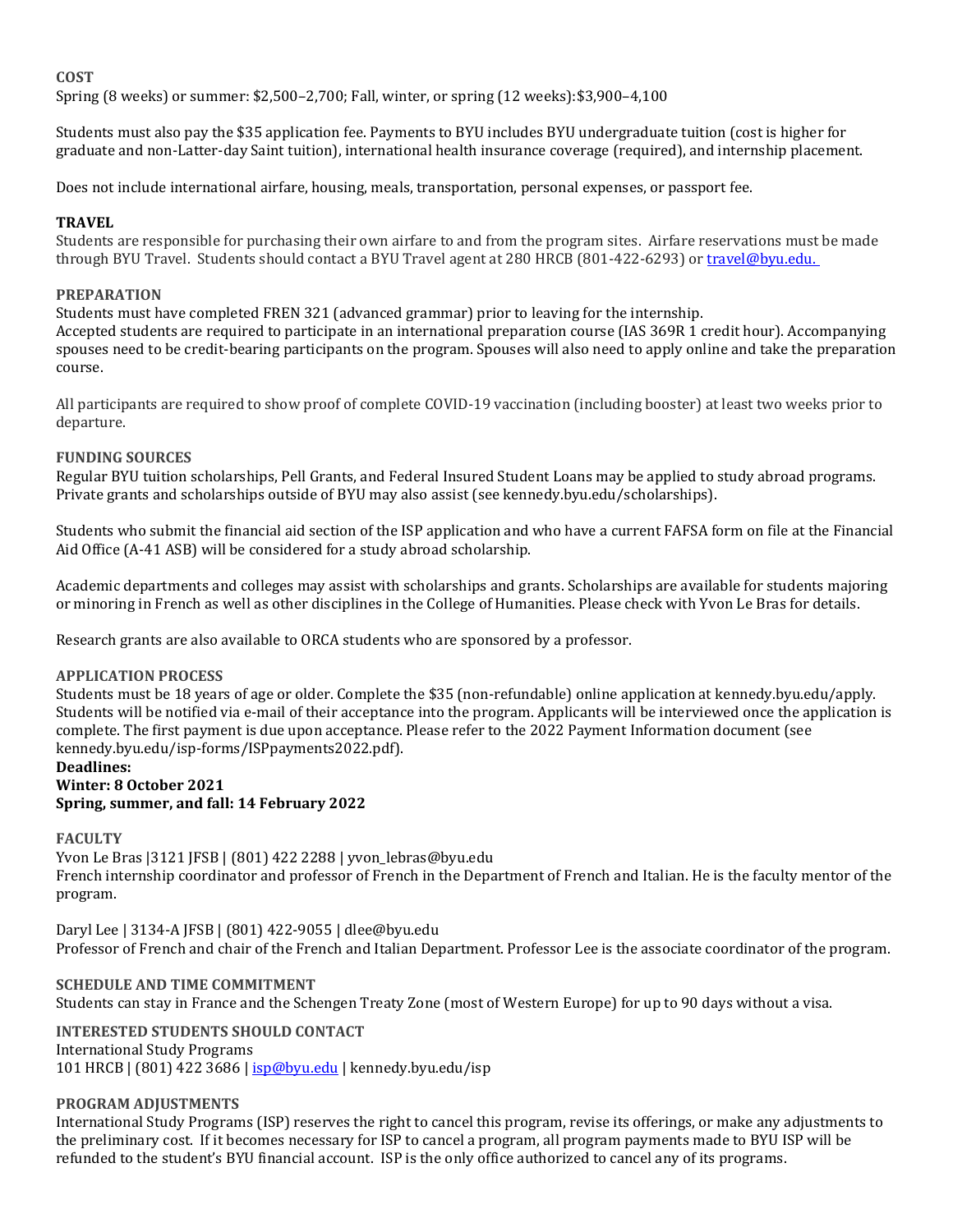## COST

Spring (8 weeks) or summer: $2,500–2,700; Fall, winter, or spring (12 weeks):$3,900–4,100

Students must also pay the $35 application fee. Payments to BYU includes BYU undergraduate tuition (cost is higher for graduate and non-Latter-day Saint tuition), international health insurance coverage (required), and internship placement.

Does not include international airfare, housing, meals, transportation, personal expenses, or passport fee.

## TRAVEL

Students are responsible for purchasing their own airfare to and from the program sites. Airfare reservations must be made through BYU Travel. Students should contact a BYU Travel agent at 280 HRCB (801-422-6293) or travel@byu.edu.

## PREPARATION

Students must have completed FREN 321 (advanced grammar) prior to leaving for the internship.
Accepted students are required to participate in an international preparation course (IAS 369R 1 credit hour). Accompanying spouses need to be credit-bearing participants on the program. Spouses will also need to apply online and take the preparation course.

All participants are required to show proof of complete COVID-19 vaccination (including booster) at least two weeks prior to departure.

## FUNDING SOURCES

Regular BYU tuition scholarships, Pell Grants, and Federal Insured Student Loans may be applied to study abroad programs. Private grants and scholarships outside of BYU may also assist (see kennedy.byu.edu/scholarships).

Students who submit the financial aid section of the ISP application and who have a current FAFSA form on file at the Financial Aid Office (A-41 ASB) will be considered for a study abroad scholarship.

Academic departments and colleges may assist with scholarships and grants. Scholarships are available for students majoring or minoring in French as well as other disciplines in the College of Humanities. Please check with Yvon Le Bras for details.

Research grants are also available to ORCA students who are sponsored by a professor.

## APPLICATION PROCESS

Students must be 18 years of age or older. Complete the $35 (non-refundable) online application at kennedy.byu.edu/apply. Students will be notified via e-mail of their acceptance into the program. Applicants will be interviewed once the application is complete. The first payment is due upon acceptance. Please refer to the 2022 Payment Information document (see kennedy.byu.edu/isp-forms/ISPpayments2022.pdf).

**Deadlines:**
**Winter: 8 October 2021**
**Spring, summer, and fall: 14 February 2022**

## FACULTY

Yvon Le Bras |3121 JFSB | (801) 422 2288 | yvon_lebras@byu.edu
French internship coordinator and professor of French in the Department of French and Italian. He is the faculty mentor of the program.

Daryl Lee | 3134-A JFSB | (801) 422-9055 | dlee@byu.edu
Professor of French and chair of the French and Italian Department. Professor Lee is the associate coordinator of the program.

## SCHEDULE AND TIME COMMITMENT

Students can stay in France and the Schengen Treaty Zone (most of Western Europe) for up to 90 days without a visa.

## INTERESTED STUDENTS SHOULD CONTACT

International Study Programs
101 HRCB | (801) 422 3686 | isp@byu.edu | kennedy.byu.edu/isp

## PROGRAM ADJUSTMENTS

International Study Programs (ISP) reserves the right to cancel this program, revise its offerings, or make any adjustments to the preliminary cost. If it becomes necessary for ISP to cancel a program, all program payments made to BYU ISP will be refunded to the student's BYU financial account. ISP is the only office authorized to cancel any of its programs.